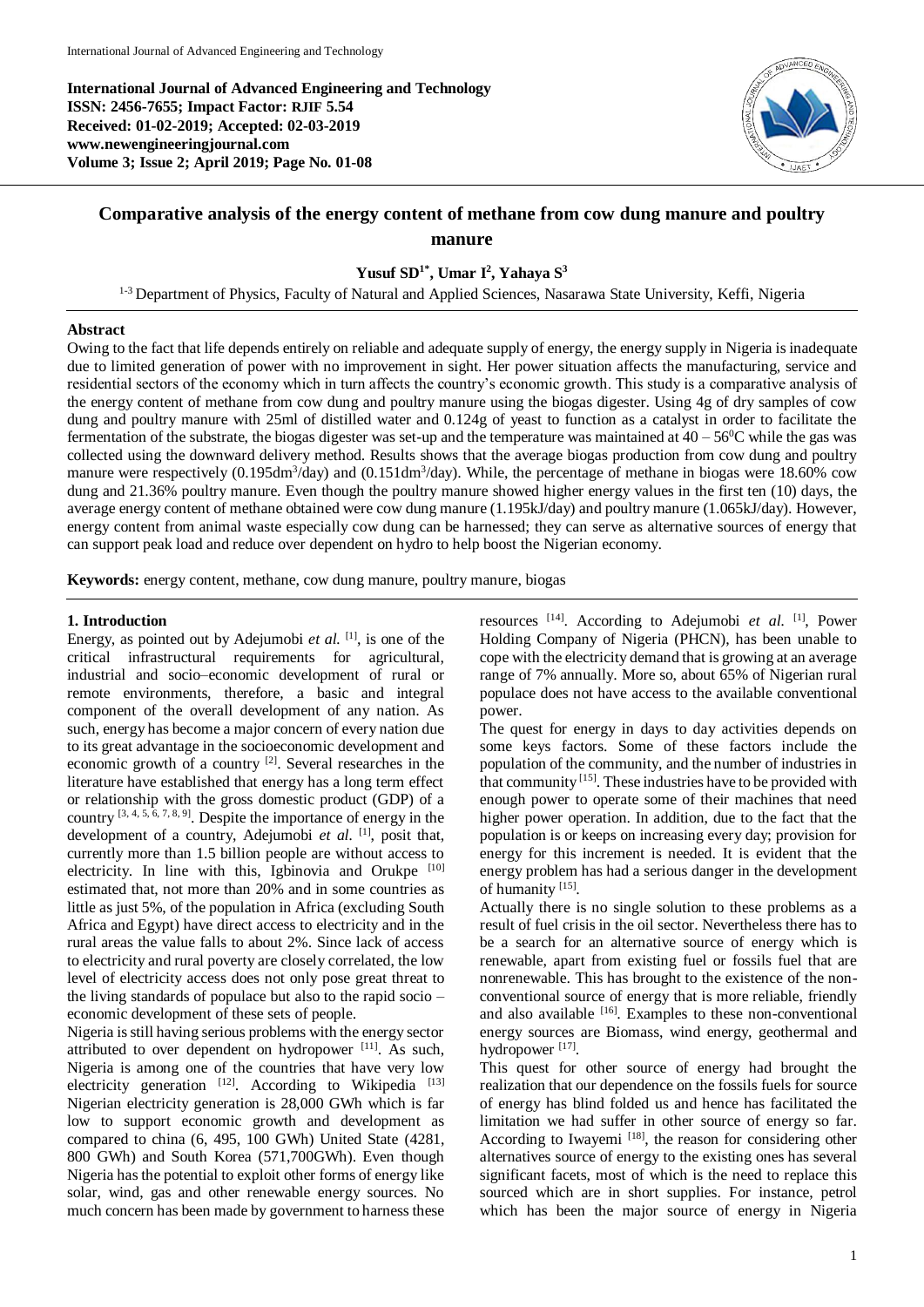International Journal of Advanced Engineering and Technology
**International Journal of Advanced Engineering and Technology**
**ISSN: 2456-7655; Impact Factor: RJIF 5.54**
**Received: 01-02-2019; Accepted: 02-03-2019**
**www.newengineeringjournal.com**
**Volume 3; Issue 2; April 2019; Page No. 01-08**

# Comparative analysis of the energy content of methane from cow dung manure and poultry manure

**Yusuf SD[1*], Umar I[2], Yahaya S[3]**

[1-3] Department of Physics, Faculty of Natural and Applied Sciences, Nasarawa State University, Keffi, Nigeria

## Abstract

Owing to the fact that life depends entirely on reliable and adequate supply of energy, the energy supply in Nigeria is inadequate due to limited generation of power with no improvement in sight. Her power situation affects the manufacturing, service and residential sectors of the economy which in turn affects the country's economic growth. This study is a comparative analysis of the energy content of methane from cow dung and poultry manure using the biogas digester. Using 4g of dry samples of cow dung and poultry manure with 25ml of distilled water and 0.124g of yeast to function as a catalyst in order to facilitate the fermentation of the substrate, the biogas digester was set-up and the temperature was maintained at 40 – 56$^0$C while the gas was collected using the downward delivery method. Results shows that the average biogas production from cow dung and poultry manure were respectively (0.195dm$^3$/day) and (0.151dm$^3$/day). While, the percentage of methane in biogas were 18.60% cow dung and 21.36% poultry manure. Even though the poultry manure showed higher energy values in the first ten (10) days, the average energy content of methane obtained were cow dung manure (1.195kJ/day) and poultry manure (1.065kJ/day). However, energy content from animal waste especially cow dung can be harnessed; they can serve as alternative sources of energy that can support peak load and reduce over dependent on hydro to help boost the Nigerian economy.

**Keywords:** energy content, methane, cow dung manure, poultry manure, biogas

## 1. Introduction

Energy, as pointed out by Adejumobi *et al.* [1], is one of the critical infrastructural requirements for agricultural, industrial and socio–economic development of rural or remote environments, therefore, a basic and integral component of the overall development of any nation. As such, energy has become a major concern of every nation due to its great advantage in the socioeconomic development and economic growth of a country [2]. Several researches in the literature have established that energy has a long term effect or relationship with the gross domestic product (GDP) of a country [3, 4, 5, 6, 7, 8, 9]. Despite the importance of energy in the development of a country, Adejumobi *et al.* [1], posit that, currently more than 1.5 billion people are without access to electricity. In line with this, Igbinovia and Orukpe [10] estimated that, not more than 20% and in some countries as little as just 5%, of the population in Africa (excluding South Africa and Egypt) have direct access to electricity and in the rural areas the value falls to about 2%. Since lack of access to electricity and rural poverty are closely correlated, the low level of electricity access does not only pose great threat to the living standards of populace but also to the rapid socio – economic development of these sets of people.

Nigeria is still having serious problems with the energy sector attributed to over dependent on hydropower [11]. As such, Nigeria is among one of the countries that have very low electricity generation [12]. According to Wikipedia [13] Nigerian electricity generation is 28,000 GWh which is far low to support economic growth and development as compared to china (6, 495, 100 GWh) United State (4281, 800 GWh) and South Korea (571,700GWh). Even though Nigeria has the potential to exploit other forms of energy like solar, wind, gas and other renewable energy sources. No much concern has been made by government to harness these resources [14]. According to Adejumobi *et al.* [1], Power Holding Company of Nigeria (PHCN), has been unable to cope with the electricity demand that is growing at an average range of 7% annually. More so, about 65% of Nigerian rural populace does not have access to the available conventional power.

The quest for energy in days to day activities depends on some keys factors. Some of these factors include the population of the community, and the number of industries in that community [15]. These industries have to be provided with enough power to operate some of their machines that need higher power operation. In addition, due to the fact that the population is or keeps on increasing every day; provision for energy for this increment is needed. It is evident that the energy problem has had a serious danger in the development of humanity [15].

Actually there is no single solution to these problems as a result of fuel crisis in the oil sector. Nevertheless there has to be a search for an alternative source of energy which is renewable, apart from existing fuel or fossils fuel that are nonrenewable. This has brought to the existence of the non-conventional source of energy that is more reliable, friendly and also available [16]. Examples to these non-conventional energy sources are Biomass, wind energy, geothermal and hydropower [17].

This quest for other source of energy had brought the realization that our dependence on the fossils fuels for source of energy has blind folded us and hence has facilitated the limitation we had suffer in other source of energy so far. According to Iwayemi [18], the reason for considering other alternatives source of energy to the existing ones has several significant facets, most of which is the need to replace this sourced which are in short supplies. For instance, petrol which has been the major source of energy in Nigeria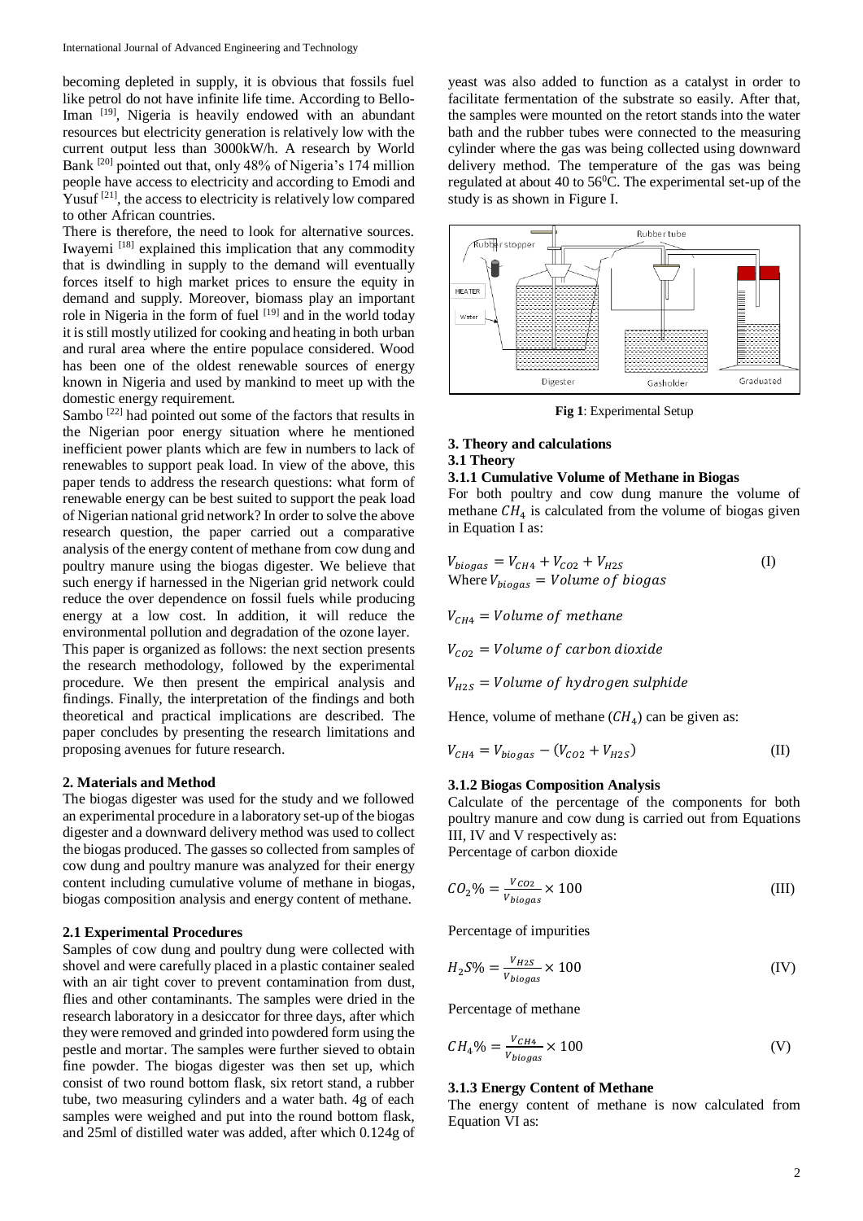becoming depleted in supply, it is obvious that fossils fuel like petrol do not have infinite life time. According to Bello-Iman [19], Nigeria is heavily endowed with an abundant resources but electricity generation is relatively low with the current output less than 3000kW/h. A research by World Bank [20] pointed out that, only 48% of Nigeria's 174 million people have access to electricity and according to Emodi and Yusuf [21], the access to electricity is relatively low compared to other African countries.

There is therefore, the need to look for alternative sources. Iwayemi [18] explained this implication that any commodity that is dwindling in supply to the demand will eventually forces itself to high market prices to ensure the equity in demand and supply. Moreover, biomass play an important role in Nigeria in the form of fuel [19] and in the world today it is still mostly utilized for cooking and heating in both urban and rural area where the entire populace considered. Wood has been one of the oldest renewable sources of energy known in Nigeria and used by mankind to meet up with the domestic energy requirement.

Sambo [22] had pointed out some of the factors that results in the Nigerian poor energy situation where he mentioned inefficient power plants which are few in numbers to lack of renewables to support peak load. In view of the above, this paper tends to address the research questions: what form of renewable energy can be best suited to support the peak load of Nigerian national grid network? In order to solve the above research question, the paper carried out a comparative analysis of the energy content of methane from cow dung and poultry manure using the biogas digester. We believe that such energy if harnessed in the Nigerian grid network could reduce the over dependence on fossil fuels while producing energy at a low cost. In addition, it will reduce the environmental pollution and degradation of the ozone layer.

This paper is organized as follows: the next section presents the research methodology, followed by the experimental procedure. We then present the empirical analysis and findings. Finally, the interpretation of the findings and both theoretical and practical implications are described. The paper concludes by presenting the research limitations and proposing avenues for future research.

## 2. Materials and Method

The biogas digester was used for the study and we followed an experimental procedure in a laboratory set-up of the biogas digester and a downward delivery method was used to collect the biogas produced. The gasses so collected from samples of cow dung and poultry manure was analyzed for their energy content including cumulative volume of methane in biogas, biogas composition analysis and energy content of methane.

### 2.1 Experimental Procedures

Samples of cow dung and poultry dung were collected with shovel and were carefully placed in a plastic container sealed with an air tight cover to prevent contamination from dust, flies and other contaminants. The samples were dried in the research laboratory in a desiccator for three days, after which they were removed and grinded into powdered form using the pestle and mortar. The samples were further sieved to obtain fine powder. The biogas digester was then set up, which consist of two round bottom flask, six retort stand, a rubber tube, two measuring cylinders and a water bath. 4g of each samples were weighed and put into the round bottom flask, and 25ml of distilled water was added, after which 0.124g of yeast was also added to function as a catalyst in order to facilitate fermentation of the substrate so easily. After that, the samples were mounted on the retort stands into the water bath and the rubber tubes were connected to the measuring cylinder where the gas was being collected using downward delivery method. The temperature of the gas was being regulated at about 40 to 56$^0$C. The experimental set-up of the study is as shown in Figure I.

**Fig 1**: Experimental Setup

## 3. Theory and calculations

### 3.1 Theory

#### 3.1.1 Cumulative Volume of Methane in Biogas

For both poultry and cow dung manure the volume of methane $CH_4$ is calculated from the volume of biogas given in Equation I as:

$$V_{biogas} = V_{CH4} + V_{CO2} + V_{H2S} \quad \text{(I)}$$

Where $V_{biogas} = Volume\ of\ biogas$

$V_{CH4} = Volume\ of\ methane$

$V_{CO2} = Volume\ of\ carbon\ dioxide$

$V_{H2S} = Volume\ of\ hydrogen\ sulphide$

Hence, volume of methane ($CH_4$) can be given as:

$$V_{CH4} = V_{biogas} - (V_{CO2} + V_{H2S}) \quad \text{(II)}$$

#### 3.1.2 Biogas Composition Analysis

Calculate of the percentage of the components for both poultry manure and cow dung is carried out from Equations III, IV and V respectively as:

Percentage of carbon dioxide

$$CO_2\% = \frac{V_{CO2}}{V_{biogas}} \times 100 \quad \text{(III)}$$

Percentage of impurities

$$H_2S\% = \frac{V_{H2S}}{V_{biogas}} \times 100 \quad \text{(IV)}$$

Percentage of methane

$$CH_4\% = \frac{V_{CH4}}{V_{biogas}} \times 100 \quad \text{(V)}$$

#### 3.1.3 Energy Content of Methane

The energy content of methane is now calculated from Equation VI as: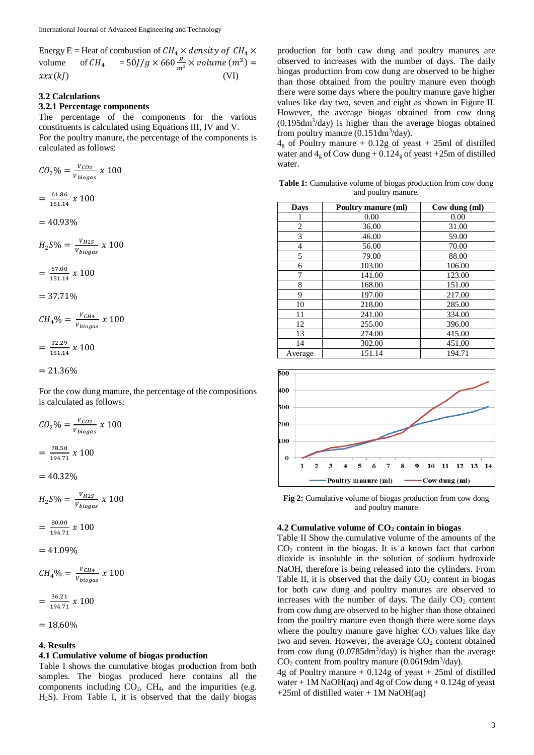Energy E = Heat of combustion of $CH_4 \times density\ of\ CH_4 \times$ volume of $CH_4$ $= 50J/g \times 660\frac{g}{m^3} \times volume\ (m^3) = xxx\ (kJ)$ (VI)

### 3.2 Calculations

#### 3.2.1 Percentage components

The percentage of the components for the various constituents is calculated using Equations III, IV and V.

For the poultry manure, the percentage of the components is calculated as follows:

$$CO_2\% = \frac{V_{CO2}}{V_{biogas}}\ x\ 100$$

$$= \frac{61.86}{151.14}\ x\ 100$$

$$= 40.93\%$$

$$H_2S\% = \frac{V_{H2S}}{V_{biogas}}\ x\ 100$$

$$= \frac{57.00}{151.14}\ x\ 100$$

$$= 37.71\%$$

$$CH_4\% = \frac{V_{CH4}}{V_{biogas}}\ x\ 100$$

$$= \frac{32.29}{151.14}\ x\ 100$$

$$= 21.36\%$$

For the cow dung manure, the percentage of the compositions is calculated as follows:

$$CO_2\% = \frac{V_{CO2}}{V_{biogas}}\ x\ 100$$

$$= \frac{78.50}{194.71}\ x\ 100$$

$$= 40.32\%$$

$$H_2S\% = \frac{V_{H2S}}{V_{biogas}}\ x\ 100$$

$$= \frac{80.00}{194.71}\ x\ 100$$

$$= 41.09\%$$

$$CH_4\% = \frac{V_{CH4}}{V_{biogas}}\ x\ 100$$

$$= \frac{36.21}{194.71}\ x\ 100$$

$$= 18.60\%$$

## 4. Results

### 4.1 Cumulative volume of biogas production

Table I shows the cumulative biogas production from both samples. The biogas produced here contains all the components including $CO_2$, $CH_4$, and the impurities (e.g. $H_2S$). From Table I, it is observed that the daily biogas production for both caw dung and poultry manures are observed to increases with the number of days. The daily biogas production from cow dung are observed to be higher than those obtained from the poultry manure even though there were some days where the poultry manure gave higher values like day two, seven and eight as shown in Figure II. However, the average biogas obtained from cow dung ($0.195dm^3$/day) is higher than the average biogas obtained from poultry manure ($0.151dm^3$/day).

$4_g$ of Poultry manure + 0.12g of yeast + 25ml of distilled water and $4_g$ of Cow dung + $0.124_g$ of yeast +25m of distilled water.

**Table 1:** Cumulative volume of biogas production from cow dong and poultry manure.

| Days | Poultry manure (ml) | Cow dung (ml) |
|---|---|---|
| 1 | 0.00 | 0.00 |
| 2 | 36.00 | 31.00 |
| 3 | 46.00 | 59.00 |
| 4 | 56.00 | 70.00 |
| 5 | 79.00 | 88.00 |
| 6 | 103.00 | 106.00 |
| 7 | 141.00 | 123.00 |
| 8 | 168.00 | 151.00 |
| 9 | 197.00 | 217.00 |
| 10 | 218.00 | 285.00 |
| 11 | 241.00 | 334.00 |
| 12 | 255.00 | 396.00 |
| 13 | 274.00 | 415.00 |
| 14 | 302.00 | 451.00 |
| Average | 151.14 | 194.71 |

**Fig 2:** Cumulative volume of biogas production from cow dong and poultry manure

### 4.2 Cumulative volume of $CO_2$ contain in biogas

Table II Show the cumulative volume of the amounts of the $CO_2$ content in the biogas. It is a known fact that carbon dioxide is insoluble in the solution of sodium hydroxide NaOH, therefore is being released into the cylinders. From Table II, it is observed that the daily $CO_2$ content in biogas for both caw dung and poultry manures are observed to increases with the number of days. The daily $CO_2$ content from cow dung are observed to be higher than those obtained from the poultry manure even though there were some days where the poultry manure gave higher $CO_2$ values like day two and seven. However, the average $CO_2$ content obtained from cow dung ($0.0785dm^3$/day) is higher than the average $CO_2$ content from poultry manure ($0.0619dm^3$/day).

4g of Poultry manure + 0.124g of yeast + 25ml of distilled water + 1M NaOH(aq) and 4g of Cow dung + 0.124g of yeast +25ml of distilled water + 1M NaOH(aq)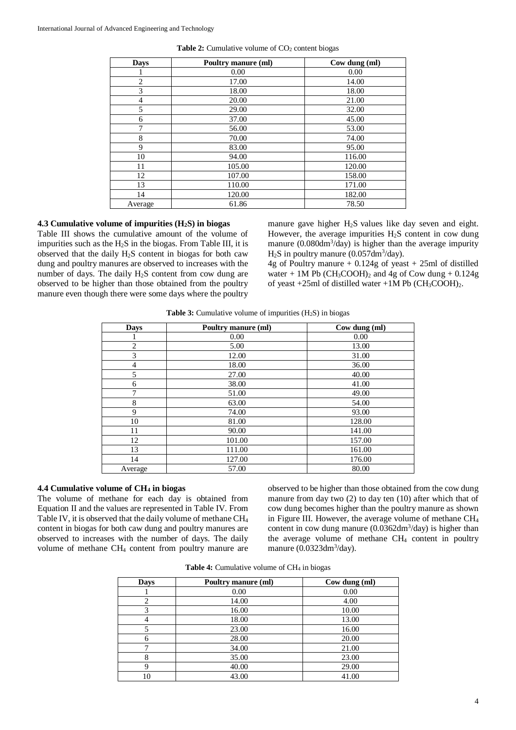**Table 2:** Cumulative volume of $CO_2$ content biogas

| Days | Poultry manure (ml) | Cow dung (ml) |
|---|---|---|
| 1 | 0.00 | 0.00 |
| 2 | 17.00 | 14.00 |
| 3 | 18.00 | 18.00 |
| 4 | 20.00 | 21.00 |
| 5 | 29.00 | 32.00 |
| 6 | 37.00 | 45.00 |
| 7 | 56.00 | 53.00 |
| 8 | 70.00 | 74.00 |
| 9 | 83.00 | 95.00 |
| 10 | 94.00 | 116.00 |
| 11 | 105.00 | 120.00 |
| 12 | 107.00 | 158.00 |
| 13 | 110.00 | 171.00 |
| 14 | 120.00 | 182.00 |
| Average | 61.86 | 78.50 |

### 4.3 Cumulative volume of impurities ($H_2S$) in biogas

Table III shows the cumulative amount of the volume of impurities such as the $H_2S$ in the biogas. From Table III, it is observed that the daily $H_2S$ content in biogas for both caw dung and poultry manures are observed to increases with the number of days. The daily $H_2S$ content from cow dung are observed to be higher than those obtained from the poultry manure even though there were some days where the poultry manure gave higher $H_2S$ values like day seven and eight. However, the average impurities $H_2S$ content in cow dung manure ($0.080dm^3/day$) is higher than the average impurity $H_2S$ in poultry manure ($0.057dm^3/day$).

4g of Poultry manure + 0.124g of yeast + 25ml of distilled water + 1M Pb $(CH_3COOH)_2$ and 4g of Cow dung + 0.124g of yeast +25ml of distilled water +1M Pb $(CH_3COOH)_2$.

**Table 3:** Cumulative volume of impurities ($H_2S$) in biogas

| Days | Poultry manure (ml) | Cow dung (ml) |
|---|---|---|
| 1 | 0.00 | 0.00 |
| 2 | 5.00 | 13.00 |
| 3 | 12.00 | 31.00 |
| 4 | 18.00 | 36.00 |
| 5 | 27.00 | 40.00 |
| 6 | 38.00 | 41.00 |
| 7 | 51.00 | 49.00 |
| 8 | 63.00 | 54.00 |
| 9 | 74.00 | 93.00 |
| 10 | 81.00 | 128.00 |
| 11 | 90.00 | 141.00 |
| 12 | 101.00 | 157.00 |
| 13 | 111.00 | 161.00 |
| 14 | 127.00 | 176.00 |
| Average | 57.00 | 80.00 |

### 4.4 Cumulative volume of $CH_4$ in biogas

The volume of methane for each day is obtained from Equation II and the values are represented in Table IV. From Table IV, it is observed that the daily volume of methane $CH_4$ content in biogas for both caw dung and poultry manures are observed to increases with the number of days. The daily volume of methane $CH_4$ content from poultry manure are observed to be higher than those obtained from the cow dung manure from day two (2) to day ten (10) after which that of cow dung becomes higher than the poultry manure as shown in Figure III. However, the average volume of methane $CH_4$ content in cow dung manure ($0.0362dm^3/day$) is higher than the average volume of methane $CH_4$ content in poultry manure ($0.0323dm^3/day$).

**Table 4:** Cumulative volume of $CH_4$ in biogas

| Days | Poultry manure (ml) | Cow dung (ml) |
|---|---|---|
| 1 | 0.00 | 0.00 |
| 2 | 14.00 | 4.00 |
| 3 | 16.00 | 10.00 |
| 4 | 18.00 | 13.00 |
| 5 | 23.00 | 16.00 |
| 6 | 28.00 | 20.00 |
| 7 | 34.00 | 21.00 |
| 8 | 35.00 | 23.00 |
| 9 | 40.00 | 29.00 |
| 10 | 43.00 | 41.00 |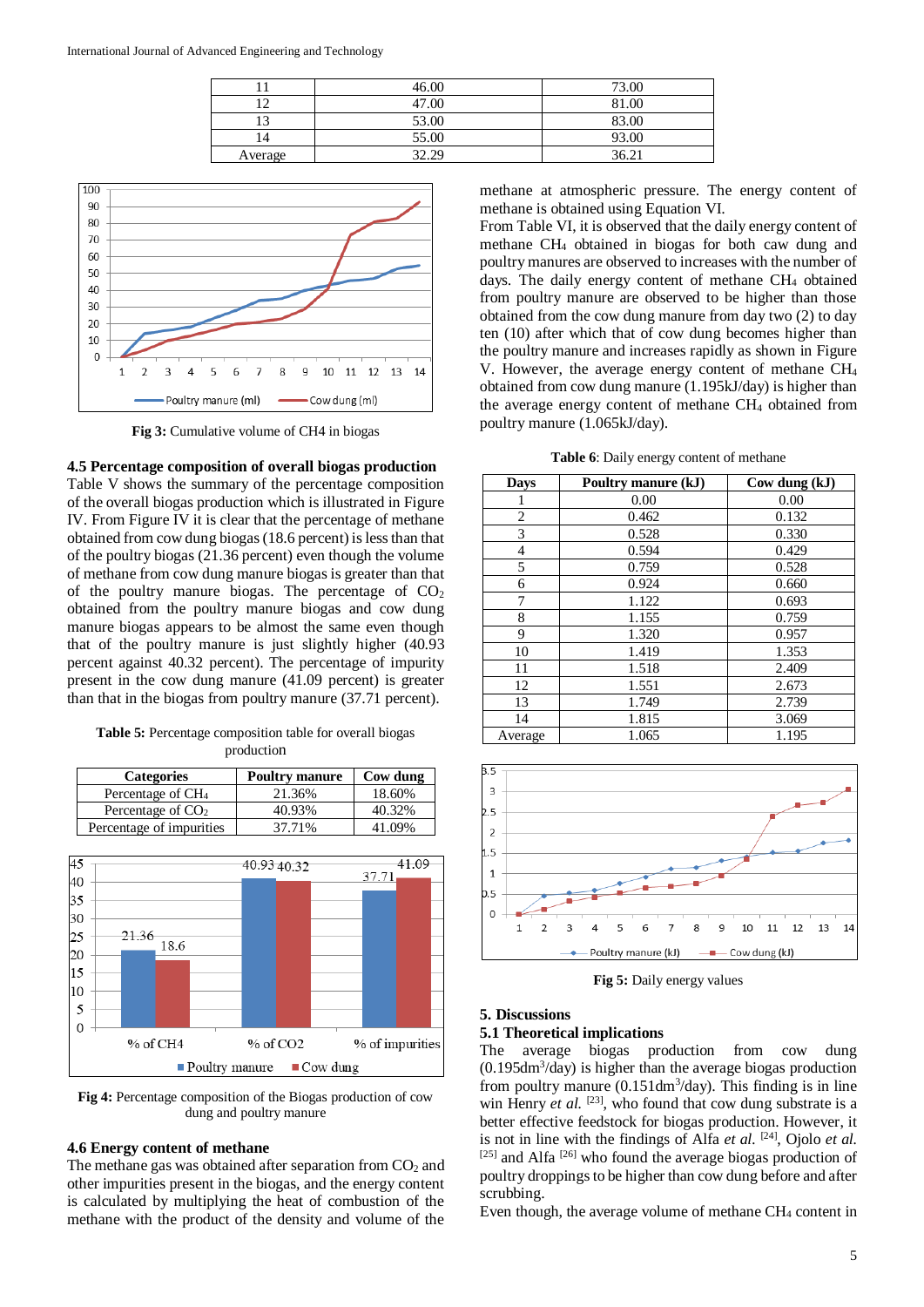| 11 | 46.00 | 73.00 |
|---|---|---|
| 12 | 47.00 | 81.00 |
| 13 | 53.00 | 83.00 |
| 14 | 55.00 | 93.00 |
| Average | 32.29 | 36.21 |

**Fig 3:** Cumulative volume of CH4 in biogas

### 4.5 Percentage composition of overall biogas production

Table V shows the summary of the percentage composition of the overall biogas production which is illustrated in Figure IV. From Figure IV it is clear that the percentage of methane obtained from cow dung biogas (18.6 percent) is less than that of the poultry biogas (21.36 percent) even though the volume of methane from cow dung manure biogas is greater than that of the poultry manure biogas. The percentage of $CO_2$ obtained from the poultry manure biogas and cow dung manure biogas appears to be almost the same even though that of the poultry manure is just slightly higher (40.93 percent against 40.32 percent). The percentage of impurity present in the cow dung manure (41.09 percent) is greater than that in the biogas from poultry manure (37.71 percent).

**Table 5:** Percentage composition table for overall biogas production

| Categories | Poultry manure | Cow dung |
|---|---|---|
| Percentage of $CH_4$ | 21.36% | 18.60% |
| Percentage of $CO_2$ | 40.93% | 40.32% |
| Percentage of impurities | 37.71% | 41.09% |

**Fig 4:** Percentage composition of the Biogas production of cow dung and poultry manure

### 4.6 Energy content of methane

The methane gas was obtained after separation from $CO_2$ and other impurities present in the biogas, and the energy content is calculated by multiplying the heat of combustion of the methane with the product of the density and volume of the methane at atmospheric pressure. The energy content of methane is obtained using Equation VI.

From Table VI, it is observed that the daily energy content of methane $CH_4$ obtained in biogas for both caw dung and poultry manures are observed to increases with the number of days. The daily energy content of methane $CH_4$ obtained from poultry manure are observed to be higher than those obtained from the cow dung manure from day two (2) to day ten (10) after which that of cow dung becomes higher than the poultry manure and increases rapidly as shown in Figure V. However, the average energy content of methane $CH_4$ obtained from cow dung manure (1.195kJ/day) is higher than the average energy content of methane $CH_4$ obtained from poultry manure (1.065kJ/day).

**Table 6**: Daily energy content of methane

| Days | Poultry manure (kJ) | Cow dung (kJ) |
|---|---|---|
| 1 | 0.00 | 0.00 |
| 2 | 0.462 | 0.132 |
| 3 | 0.528 | 0.330 |
| 4 | 0.594 | 0.429 |
| 5 | 0.759 | 0.528 |
| 6 | 0.924 | 0.660 |
| 7 | 1.122 | 0.693 |
| 8 | 1.155 | 0.759 |
| 9 | 1.320 | 0.957 |
| 10 | 1.419 | 1.353 |
| 11 | 1.518 | 2.409 |
| 12 | 1.551 | 2.673 |
| 13 | 1.749 | 2.739 |
| 14 | 1.815 | 3.069 |
| Average | 1.065 | 1.195 |

**Fig 5:** Daily energy values

## 5. Discussions

### 5.1 Theoretical implications

The average biogas production from cow dung ($0.195dm^3$/day) is higher than the average biogas production from poultry manure ($0.151dm^3$/day). This finding is in line win Henry *et al.* [23], who found that cow dung substrate is a better effective feedstock for biogas production. However, it is not in line with the findings of Alfa *et al.* [24], Ojolo *et al.* [25] and Alfa [26] who found the average biogas production of poultry droppings to be higher than cow dung before and after scrubbing.

Even though, the average volume of methane $CH_4$ content in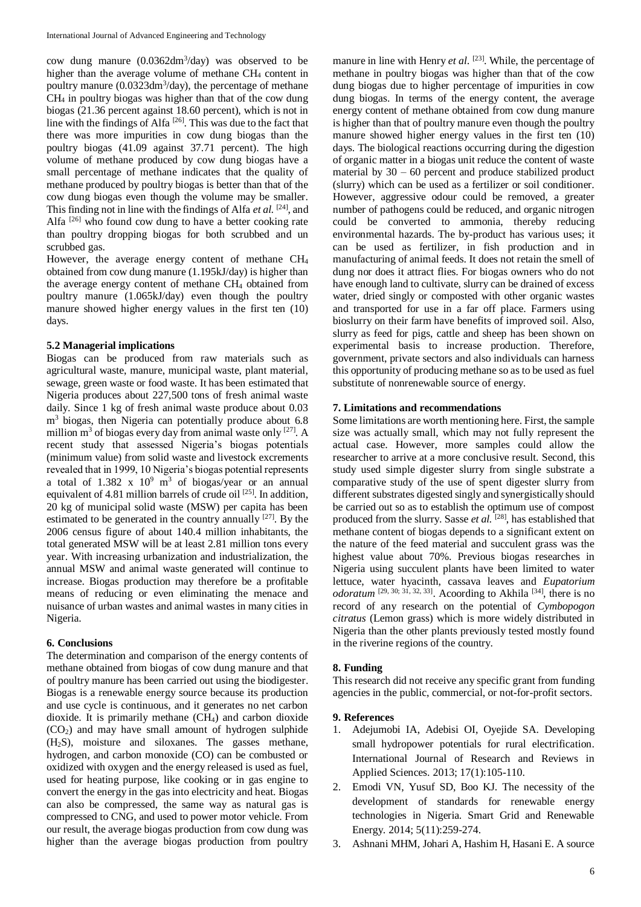cow dung manure (0.0362dm$^3$/day) was observed to be higher than the average volume of methane $CH_4$ content in poultry manure (0.0323dm$^3$/day), the percentage of methane $CH_4$ in poultry biogas was higher than that of the cow dung biogas (21.36 percent against 18.60 percent), which is not in line with the findings of Alfa [26]. This was due to the fact that there was more impurities in cow dung biogas than the poultry biogas (41.09 against 37.71 percent). The high volume of methane produced by cow dung biogas have a small percentage of methane indicates that the quality of methane produced by poultry biogas is better than that of the cow dung biogas even though the volume may be smaller. This finding not in line with the findings of Alfa *et al.* [24], and Alfa [26] who found cow dung to have a better cooking rate than poultry dropping biogas for both scrubbed and un scrubbed gas.

However, the average energy content of methane $CH_4$ obtained from cow dung manure (1.195kJ/day) is higher than the average energy content of methane $CH_4$ obtained from poultry manure (1.065kJ/day) even though the poultry manure showed higher energy values in the first ten (10) days.

### 5.2 Managerial implications

Biogas can be produced from raw materials such as agricultural waste, manure, municipal waste, plant material, sewage, green waste or food waste. It has been estimated that Nigeria produces about 227,500 tons of fresh animal waste daily. Since 1 kg of fresh animal waste produce about 0.03 m$^3$ biogas, then Nigeria can potentially produce about 6.8 million m$^3$ of biogas every day from animal waste only [27]. A recent study that assessed Nigeria's biogas potentials (minimum value) from solid waste and livestock excrements revealed that in 1999, 10 Nigeria's biogas potential represents a total of 1.382 x $10^9$ m$^3$ of biogas/year or an annual equivalent of 4.81 million barrels of crude oil [25]. In addition, 20 kg of municipal solid waste (MSW) per capita has been estimated to be generated in the country annually [27]. By the 2006 census figure of about 140.4 million inhabitants, the total generated MSW will be at least 2.81 million tons every year. With increasing urbanization and industrialization, the annual MSW and animal waste generated will continue to increase. Biogas production may therefore be a profitable means of reducing or even eliminating the menace and nuisance of urban wastes and animal wastes in many cities in Nigeria.

## 6. Conclusions

The determination and comparison of the energy contents of methane obtained from biogas of cow dung manure and that of poultry manure has been carried out using the biodigester. Biogas is a renewable energy source because its production and use cycle is continuous, and it generates no net carbon dioxide. It is primarily methane ($CH_4$) and carbon dioxide ($CO_2$) and may have small amount of hydrogen sulphide ($H_2S$), moisture and siloxanes. The gasses methane, hydrogen, and carbon monoxide (CO) can be combusted or oxidized with oxygen and the energy released is used as fuel, used for heating purpose, like cooking or in gas engine to convert the energy in the gas into electricity and heat. Biogas can also be compressed, the same way as natural gas is compressed to CNG, and used to power motor vehicle. From our result, the average biogas production from cow dung was higher than the average biogas production from poultry manure in line with Henry *et al.* [23]. While, the percentage of methane in poultry biogas was higher than that of the cow dung biogas due to higher percentage of impurities in cow dung biogas. In terms of the energy content, the average energy content of methane obtained from cow dung manure is higher than that of poultry manure even though the poultry manure showed higher energy values in the first ten (10) days. The biological reactions occurring during the digestion of organic matter in a biogas unit reduce the content of waste material by 30 – 60 percent and produce stabilized product (slurry) which can be used as a fertilizer or soil conditioner. However, aggressive odour could be removed, a greater number of pathogens could be reduced, and organic nitrogen could be converted to ammonia, thereby reducing environmental hazards. The by-product has various uses; it can be used as fertilizer, in fish production and in manufacturing of animal feeds. It does not retain the smell of dung nor does it attract flies. For biogas owners who do not have enough land to cultivate, slurry can be drained of excess water, dried singly or composted with other organic wastes and transported for use in a far off place. Farmers using bioslurry on their farm have benefits of improved soil. Also, slurry as feed for pigs, cattle and sheep has been shown on experimental basis to increase production. Therefore, government, private sectors and also individuals can harness this opportunity of producing methane so as to be used as fuel substitute of nonrenewable source of energy.

## 7. Limitations and recommendations

Some limitations are worth mentioning here. First, the sample size was actually small, which may not fully represent the actual case. However, more samples could allow the researcher to arrive at a more conclusive result. Second, this study used simple digester slurry from single substrate a comparative study of the use of spent digester slurry from different substrates digested singly and synergistically should be carried out so as to establish the optimum use of compost produced from the slurry. Sasse *et al.* [28], has established that methane content of biogas depends to a significant extent on the nature of the feed material and succulent grass was the highest value about 70%. Previous biogas researches in Nigeria using succulent plants have been limited to water lettuce, water hyacinth, cassava leaves and *Eupatorium odoratum* [29, 30; 31, 32, 33]. Acoording to Akhila [34], there is no record of any research on the potential of *Cymbopogon citratus* (Lemon grass) which is more widely distributed in Nigeria than the other plants previously tested mostly found in the riverine regions of the country.

## 8. Funding

This research did not receive any specific grant from funding agencies in the public, commercial, or not-for-profit sectors.

## 9. References

1. Adejumobi IA, Adebisi OI, Oyejide SA. Developing small hydropower potentials for rural electrification. International Journal of Research and Reviews in Applied Sciences. 2013; 17(1):105-110.
2. Emodi VN, Yusuf SD, Boo KJ. The necessity of the development of standards for renewable energy technologies in Nigeria. Smart Grid and Renewable Energy. 2014; 5(11):259-274.
3. Ashnani MHM, Johari A, Hashim H, Hasani E. A source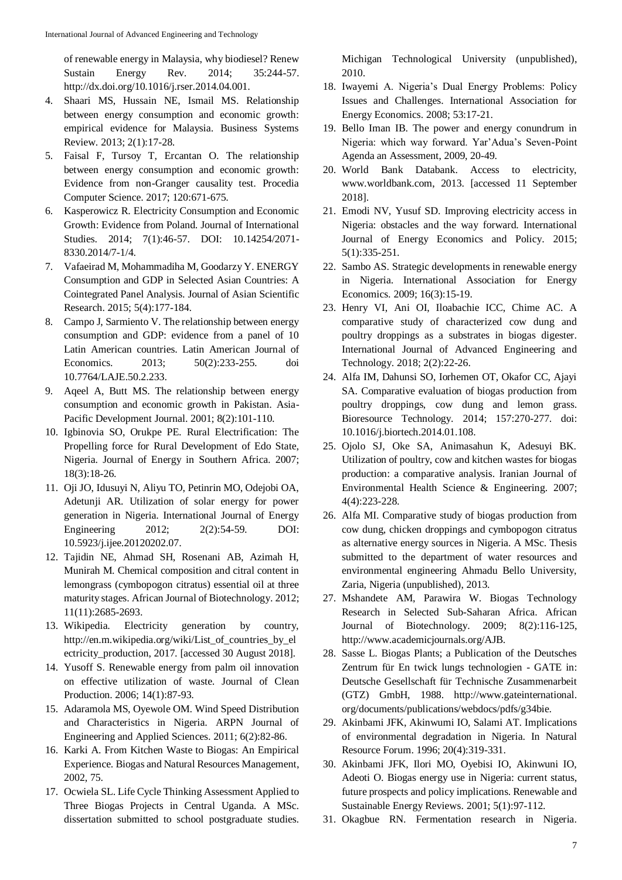of renewable energy in Malaysia, why biodiesel? Renew Sustain Energy Rev. 2014; 35:244-57. http://dx.doi.org/10.1016/j.rser.2014.04.001.

4. Shaari MS, Hussain NE, Ismail MS. Relationship between energy consumption and economic growth: empirical evidence for Malaysia. Business Systems Review. 2013; 2(1):17-28.
5. Faisal F, Tursoy T, Ercantan O. The relationship between energy consumption and economic growth: Evidence from non-Granger causality test. Procedia Computer Science. 2017; 120:671-675.
6. Kasperowicz R. Electricity Consumption and Economic Growth: Evidence from Poland. Journal of International Studies. 2014; 7(1):46-57. DOI: 10.14254/2071-8330.2014/7-1/4.
7. Vafaeirad M, Mohammadiha M, Goodarzy Y. ENERGY Consumption and GDP in Selected Asian Countries: A Cointegrated Panel Analysis. Journal of Asian Scientific Research. 2015; 5(4):177-184.
8. Campo J, Sarmiento V. The relationship between energy consumption and GDP: evidence from a panel of 10 Latin American countries. Latin American Journal of Economics. 2013; 50(2):233-255. doi 10.7764/LAJE.50.2.233.
9. Aqeel A, Butt MS. The relationship between energy consumption and economic growth in Pakistan. Asia-Pacific Development Journal. 2001; 8(2):101-110.
10. Igbinovia SO, Orukpe PE. Rural Electrification: The Propelling force for Rural Development of Edo State, Nigeria. Journal of Energy in Southern Africa. 2007; 18(3):18-26.
11. Oji JO, Idusuyi N, Aliyu TO, Petinrin MO, Odejobi OA, Adetunji AR. Utilization of solar energy for power generation in Nigeria. International Journal of Energy Engineering 2012; 2(2):54-59. DOI: 10.5923/j.ijee.20120202.07.
12. Tajidin NE, Ahmad SH, Rosenani AB, Azimah H, Munirah M. Chemical composition and citral content in lemongrass (cymbopogon citratus) essential oil at three maturity stages. African Journal of Biotechnology. 2012; 11(11):2685-2693.
13. Wikipedia. Electricity generation by country, http://en.m.wikipedia.org/wiki/List_of_countries_by_electricity_production, 2017. [accessed 30 August 2018].
14. Yusoff S. Renewable energy from palm oil innovation on effective utilization of waste. Journal of Clean Production. 2006; 14(1):87-93.
15. Adaramola MS, Oyewole OM. Wind Speed Distribution and Characteristics in Nigeria. ARPN Journal of Engineering and Applied Sciences. 2011; 6(2):82-86.
16. Karki A. From Kitchen Waste to Biogas: An Empirical Experience. Biogas and Natural Resources Management, 2002, 75.
17. Ocwiela SL. Life Cycle Thinking Assessment Applied to Three Biogas Projects in Central Uganda. A MSc. dissertation submitted to school postgraduate studies. Michigan Technological University (unpublished), 2010.
18. Iwayemi A. Nigeria's Dual Energy Problems: Policy Issues and Challenges. International Association for Energy Economics. 2008; 53:17-21.
19. Bello Iman IB. The power and energy conundrum in Nigeria: which way forward. Yar'Adua's Seven-Point Agenda an Assessment, 2009, 20-49.
20. World Bank Databank. Access to electricity, www.worldbank.com, 2013. [accessed 11 September 2018].
21. Emodi NV, Yusuf SD. Improving electricity access in Nigeria: obstacles and the way forward. International Journal of Energy Economics and Policy. 2015; 5(1):335-251.
22. Sambo AS. Strategic developments in renewable energy in Nigeria. International Association for Energy Economics. 2009; 16(3):15-19.
23. Henry VI, Ani OI, Iloabachie ICC, Chime AC. A comparative study of characterized cow dung and poultry droppings as a substrates in biogas digester. International Journal of Advanced Engineering and Technology. 2018; 2(2):22-26.
24. Alfa IM, Dahunsi SO, Iorhemen OT, Okafor CC, Ajayi SA. Comparative evaluation of biogas production from poultry droppings, cow dung and lemon grass. Bioresource Technology. 2014; 157:270-277. doi: 10.1016/j.biortech.2014.01.108.
25. Ojolo SJ, Oke SA, Animasahun K, Adesuyi BK. Utilization of poultry, cow and kitchen wastes for biogas production: a comparative analysis. Iranian Journal of Environmental Health Science & Engineering. 2007; 4(4):223-228.
26. Alfa MI. Comparative study of biogas production from cow dung, chicken droppings and cymbopogon citratus as alternative energy sources in Nigeria. A MSc. Thesis submitted to the department of water resources and environmental engineering Ahmadu Bello University, Zaria, Nigeria (unpublished), 2013.
27. Mshandete AM, Parawira W. Biogas Technology Research in Selected Sub-Saharan Africa. African Journal of Biotechnology. 2009; 8(2):116-125, http://www.academicjournals.org/AJB.
28. Sasse L. Biogas Plants; a Publication of the Deutsches Zentrum für En twick lungs technologien - GATE in: Deutsche Gesellschaft für Technische Zusammenarbeit (GTZ) GmbH, 1988. http://www.gateinternational.org/documents/publications/webdocs/pdfs/g34bie.
29. Akinbami JFK, Akinwumi IO, Salami AT. Implications of environmental degradation in Nigeria. In Natural Resource Forum. 1996; 20(4):319-331.
30. Akinbami JFK, Ilori MO, Oyebisi IO, Akinwuni IO, Adeoti O. Biogas energy use in Nigeria: current status, future prospects and policy implications. Renewable and Sustainable Energy Reviews. 2001; 5(1):97-112.
31. Okagbue RN. Fermentation research in Nigeria.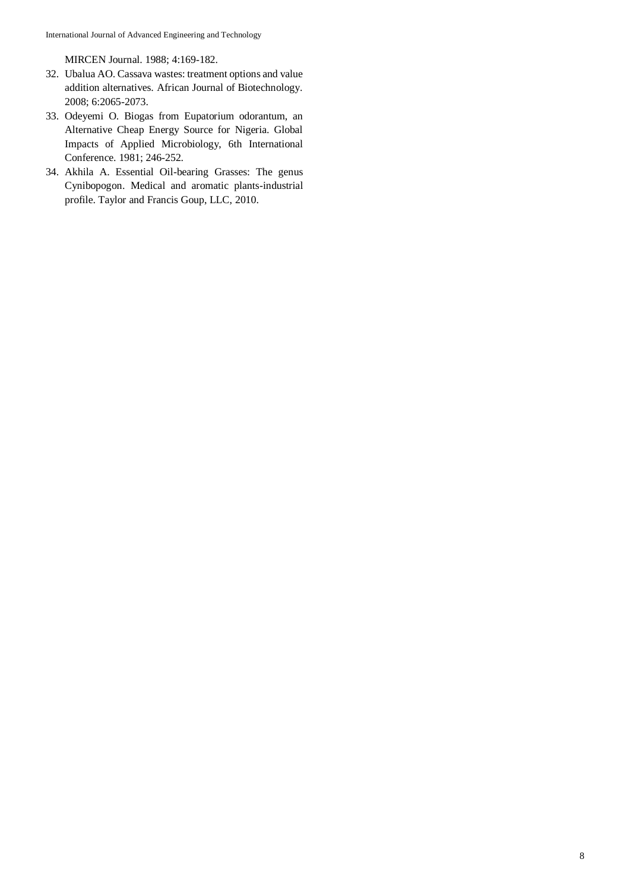MIRCEN Journal. 1988; 4:169-182.

32. Ubalua AO. Cassava wastes: treatment options and value addition alternatives. African Journal of Biotechnology. 2008; 6:2065-2073.
33. Odeyemi O. Biogas from Eupatorium odorantum, an Alternative Cheap Energy Source for Nigeria. Global Impacts of Applied Microbiology, 6th International Conference. 1981; 246-252.
34. Akhila A. Essential Oil-bearing Grasses: The genus Cynibopogon. Medical and aromatic plants-industrial profile. Taylor and Francis Goup, LLC, 2010.